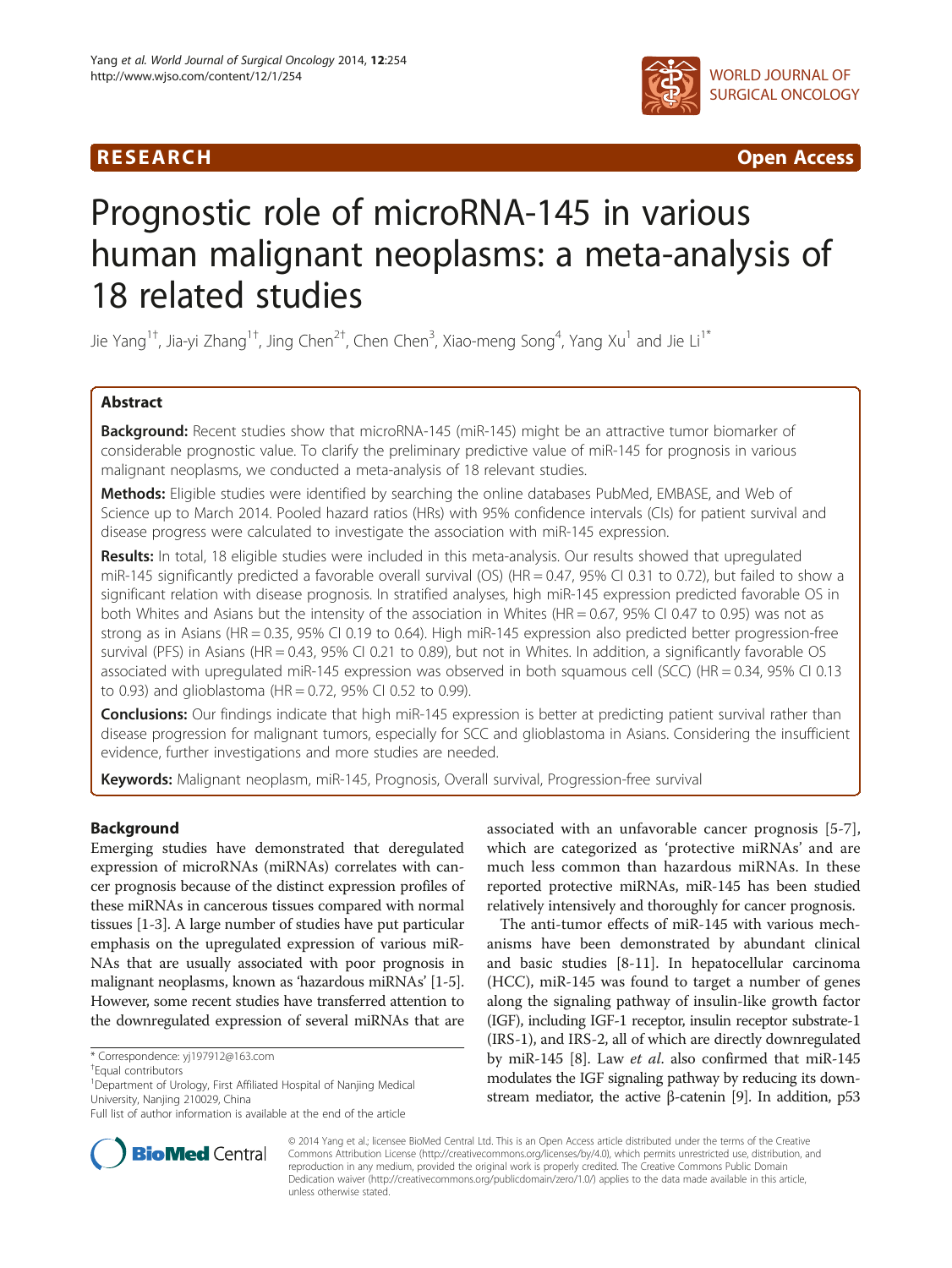RESEARCH Open Access

# Prognostic role of microRNA-145 in various human malignant neoplasms: a meta-analysis of 18 related studies

Jie Yang[1†], Jia-yi Zhang[1†], Jing Chen[2†], Chen Chen[3], Xiao-meng Song[4], Yang Xu[1] and Jie Li[1*]

## Abstract

**Background:** Recent studies show that microRNA-145 (miR-145) might be an attractive tumor biomarker of considerable prognostic value. To clarify the preliminary predictive value of miR-145 for prognosis in various malignant neoplasms, we conducted a meta-analysis of 18 relevant studies.

**Methods:** Eligible studies were identified by searching the online databases PubMed, EMBASE, and Web of Science up to March 2014. Pooled hazard ratios (HRs) with 95% confidence intervals (CIs) for patient survival and disease progress were calculated to investigate the association with miR-145 expression.

**Results:** In total, 18 eligible studies were included in this meta-analysis. Our results showed that upregulated miR-145 significantly predicted a favorable overall survival (OS) (HR = 0.47, 95% CI 0.31 to 0.72), but failed to show a significant relation with disease prognosis. In stratified analyses, high miR-145 expression predicted favorable OS in both Whites and Asians but the intensity of the association in Whites (HR = 0.67, 95% CI 0.47 to 0.95) was not as strong as in Asians (HR = 0.35, 95% CI 0.19 to 0.64). High miR-145 expression also predicted better progression-free survival (PFS) in Asians (HR = 0.43, 95% CI 0.21 to 0.89), but not in Whites. In addition, a significantly favorable OS associated with upregulated miR-145 expression was observed in both squamous cell (SCC) (HR = 0.34, 95% CI 0.13 to 0.93) and glioblastoma (HR = 0.72, 95% CI 0.52 to 0.99).

**Conclusions:** Our findings indicate that high miR-145 expression is better at predicting patient survival rather than disease progression for malignant tumors, especially for SCC and glioblastoma in Asians. Considering the insufficient evidence, further investigations and more studies are needed.

**Keywords:** Malignant neoplasm, miR-145, Prognosis, Overall survival, Progression-free survival

## Background

Emerging studies have demonstrated that deregulated expression of microRNAs (miRNAs) correlates with cancer prognosis because of the distinct expression profiles of these miRNAs in cancerous tissues compared with normal tissues [1-3]. A large number of studies have put particular emphasis on the upregulated expression of various miRNAs that are usually associated with poor prognosis in malignant neoplasms, known as 'hazardous miRNAs' [1-5]. However, some recent studies have transferred attention to the downregulated expression of several miRNAs that are associated with an unfavorable cancer prognosis [5-7], which are categorized as 'protective miRNAs' and are much less common than hazardous miRNAs. In these reported protective miRNAs, miR-145 has been studied relatively intensively and thoroughly for cancer prognosis.

The anti-tumor effects of miR-145 with various mechanisms have been demonstrated by abundant clinical and basic studies [8-11]. In hepatocellular carcinoma (HCC), miR-145 was found to target a number of genes along the signaling pathway of insulin-like growth factor (IGF), including IGF-1 receptor, insulin receptor substrate-1 (IRS-1), and IRS-2, all of which are directly downregulated by miR-145 [8]. Law *et al.* also confirmed that miR-145 modulates the IGF signaling pathway by reducing its downstream mediator, the active β-catenin [9]. In addition, p53

\* Correspondence: yj197912@163.com
†Equal contributors
[1]Department of Urology, First Affiliated Hospital of Nanjing Medical University, Nanjing 210029, China
Full list of author information is available at the end of the article

© 2014 Yang et al.; licensee BioMed Central Ltd. This is an Open Access article distributed under the terms of the Creative Commons Attribution License (http://creativecommons.org/licenses/by/4.0), which permits unrestricted use, distribution, and reproduction in any medium, provided the original work is properly credited. The Creative Commons Public Domain Dedication waiver (http://creativecommons.org/publicdomain/zero/1.0/) applies to the data made available in this article, unless otherwise stated.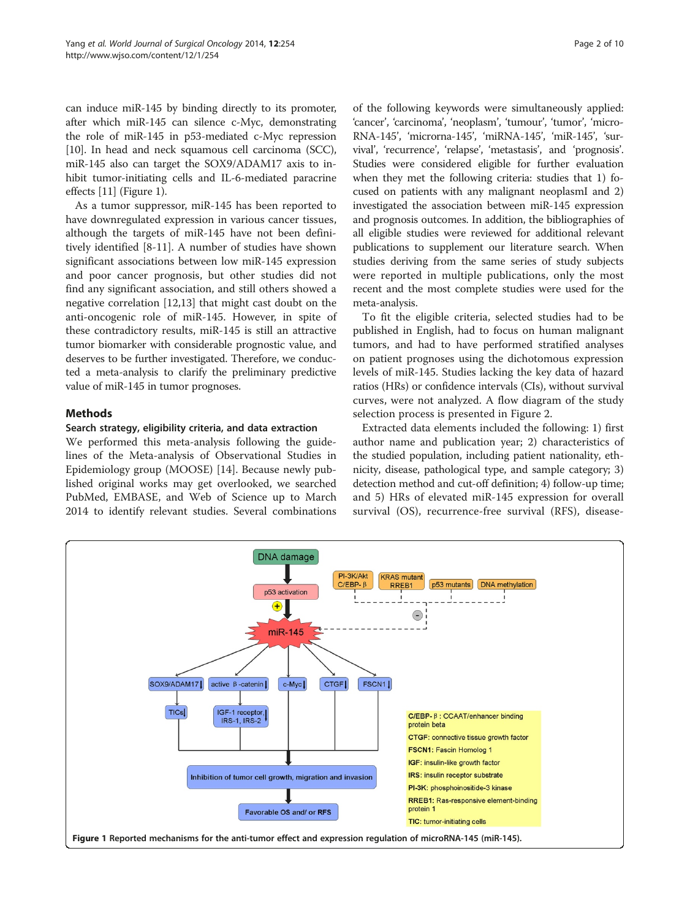can induce miR-145 by binding directly to its promoter, after which miR-145 can silence c-Myc, demonstrating the role of miR-145 in p53-mediated c-Myc repression [10]. In head and neck squamous cell carcinoma (SCC), miR-145 also can target the SOX9/ADAM17 axis to inhibit tumor-initiating cells and IL-6-mediated paracrine effects [11] (Figure 1).

As a tumor suppressor, miR-145 has been reported to have downregulated expression in various cancer tissues, although the targets of miR-145 have not been definitively identified [8-11]. A number of studies have shown significant associations between low miR-145 expression and poor cancer prognosis, but other studies did not find any significant association, and still others showed a negative correlation [12,13] that might cast doubt on the anti-oncogenic role of miR-145. However, in spite of these contradictory results, miR-145 is still an attractive tumor biomarker with considerable prognostic value, and deserves to be further investigated. Therefore, we conducted a meta-analysis to clarify the preliminary predictive value of miR-145 in tumor prognoses.

## Methods

### Search strategy, eligibility criteria, and data extraction

We performed this meta-analysis following the guidelines of the Meta-analysis of Observational Studies in Epidemiology group (MOOSE) [14]. Because newly published original works may get overlooked, we searched PubMed, EMBASE, and Web of Science up to March 2014 to identify relevant studies. Several combinations of the following keywords were simultaneously applied: 'cancer', 'carcinoma', 'neoplasm', 'tumour', 'tumor', 'microRNA-145', 'microrna-145', 'miRNA-145', 'miR-145', 'survival', 'recurrence', 'relapse', 'metastasis', and 'prognosis'. Studies were considered eligible for further evaluation when they met the following criteria: studies that 1) focused on patients with any malignant neoplasmI and 2) investigated the association between miR-145 expression and prognosis outcomes. In addition, the bibliographies of all eligible studies were reviewed for additional relevant publications to supplement our literature search. When studies deriving from the same series of study subjects were reported in multiple publications, only the most recent and the most complete studies were used for the meta-analysis.

To fit the eligible criteria, selected studies had to be published in English, had to focus on human malignant tumors, and had to have performed stratified analyses on patient prognoses using the dichotomous expression levels of miR-145. Studies lacking the key data of hazard ratios (HRs) or confidence intervals (CIs), without survival curves, were not analyzed. A flow diagram of the study selection process is presented in Figure 2.

Extracted data elements included the following: 1) first author name and publication year; 2) characteristics of the studied population, including patient nationality, ethnicity, disease, pathological type, and sample category; 3) detection method and cut-off definition; 4) follow-up time; and 5) HRs of elevated miR-145 expression for overall survival (OS), recurrence-free survival (RFS), disease-

**Figure 1 Reported mechanisms for the anti-tumor effect and expression regulation of microRNA-145 (miR-145).**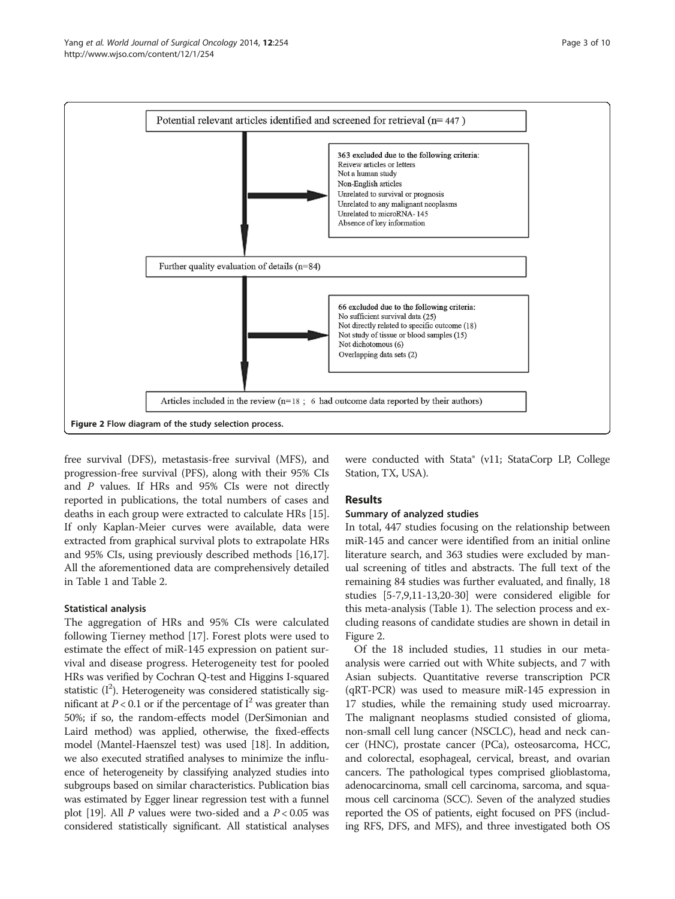Potential relevant articles identified and screened for retrieval (n= 447 )

363 excluded due to the following criteria:
Reivew articles or letters
Not a human study
Non-English articles
Unrelated to survival or prognosis
Unrelated to any malignant neoplasms
Unrelated to microRNA- 145
Absence of key information

Further quality evaluation of details (n=84)

66 excluded due to the following criteria:
No sufficient survival data (25)
Not directly related to specific outcome (18)
Not study of tissue or blood samples (15)
Not dichotomous (6)
Overlapping data sets (2)

Articles included in the review (n=18 ; 6 had outcome data reported by their authors)

**Figure 2 Flow diagram of the study selection process.**

free survival (DFS), metastasis-free survival (MFS), and progression-free survival (PFS), along with their 95% CIs and *P* values. If HRs and 95% CIs were not directly reported in publications, the total numbers of cases and deaths in each group were extracted to calculate HRs [15]. If only Kaplan-Meier curves were available, data were extracted from graphical survival plots to extrapolate HRs and 95% CIs, using previously described methods [16,17]. All the aforementioned data are comprehensively detailed in Table 1 and Table 2.

### Statistical analysis

The aggregation of HRs and 95% CIs were calculated following Tierney method [17]. Forest plots were used to estimate the effect of miR-145 expression on patient survival and disease progress. Heterogeneity test for pooled HRs was verified by Cochran Q-test and Higgins I-squared statistic ($I^2$). Heterogeneity was considered statistically significant at $P < 0.1$ or if the percentage of $I^2$ was greater than 50%; if so, the random-effects model (DerSimonian and Laird method) was applied, otherwise, the fixed-effects model (Mantel-Haenszel test) was used [18]. In addition, we also executed stratified analyses to minimize the influence of heterogeneity by classifying analyzed studies into subgroups based on similar characteristics. Publication bias was estimated by Egger linear regression test with a funnel plot [19]. All *P* values were two-sided and a $P < 0.05$ was considered statistically significant. All statistical analyses were conducted with Stata® (v11; StataCorp LP, College Station, TX, USA).

## Results

### Summary of analyzed studies

In total, 447 studies focusing on the relationship between miR-145 and cancer were identified from an initial online literature search, and 363 studies were excluded by manual screening of titles and abstracts. The full text of the remaining 84 studies was further evaluated, and finally, 18 studies [5-7,9,11-13,20-30] were considered eligible for this meta-analysis (Table 1). The selection process and excluding reasons of candidate studies are shown in detail in Figure 2.

Of the 18 included studies, 11 studies in our meta-analysis were carried out with White subjects, and 7 with Asian subjects. Quantitative reverse transcription PCR (qRT-PCR) was used to measure miR-145 expression in 17 studies, while the remaining study used microarray. The malignant neoplasms studied consisted of glioma, non-small cell lung cancer (NSCLC), head and neck cancer (HNC), prostate cancer (PCa), osteosarcoma, HCC, and colorectal, esophageal, cervical, breast, and ovarian cancers. The pathological types comprised glioblastoma, adenocarcinoma, small cell carcinoma, sarcoma, and squamous cell carcinoma (SCC). Seven of the analyzed studies reported the OS of patients, eight focused on PFS (including RFS, DFS, and MFS), and three investigated both OS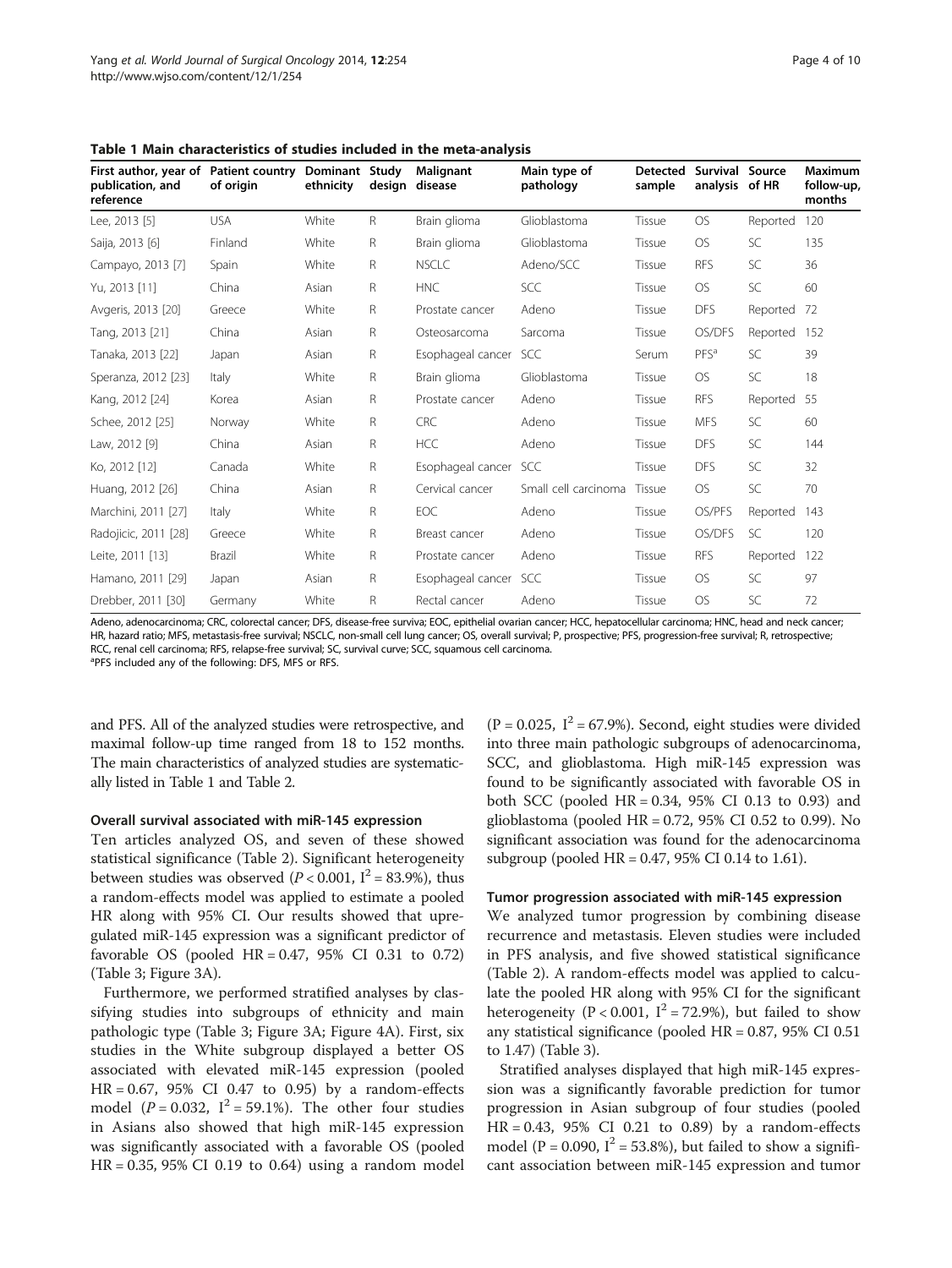**Table 1 Main characteristics of studies included in the meta-analysis**

| First author, year of publication, and reference | Patient country of origin | Dominant ethnicity | Study design | Malignant disease | Main type of pathology | Detected sample | Survival analysis | Source of HR | Maximum follow-up, months |
|---|---|---|---|---|---|---|---|---|---|
| Lee, 2013 [5] | USA | White | R | Brain glioma | Glioblastoma | Tissue | OS | Reported | 120 |
| Saija, 2013 [6] | Finland | White | R | Brain glioma | Glioblastoma | Tissue | OS | SC | 135 |
| Campayo, 2013 [7] | Spain | White | R | NSCLC | Adeno/SCC | Tissue | RFS | SC | 36 |
| Yu, 2013 [11] | China | Asian | R | HNC | SCC | Tissue | OS | SC | 60 |
| Avgeris, 2013 [20] | Greece | White | R | Prostate cancer | Adeno | Tissue | DFS | Reported | 72 |
| Tang, 2013 [21] | China | Asian | R | Osteosarcoma | Sarcoma | Tissue | OS/DFS | Reported | 152 |
| Tanaka, 2013 [22] | Japan | Asian | R | Esophageal cancer | SCC | Serum | PFS[a] | SC | 39 |
| Speranza, 2012 [23] | Italy | White | R | Brain glioma | Glioblastoma | Tissue | OS | SC | 18 |
| Kang, 2012 [24] | Korea | Asian | R | Prostate cancer | Adeno | Tissue | RFS | Reported | 55 |
| Schee, 2012 [25] | Norway | White | R | CRC | Adeno | Tissue | MFS | SC | 60 |
| Law, 2012 [9] | China | Asian | R | HCC | Adeno | Tissue | DFS | SC | 144 |
| Ko, 2012 [12] | Canada | White | R | Esophageal cancer | SCC | Tissue | DFS | SC | 32 |
| Huang, 2012 [26] | China | Asian | R | Cervical cancer | Small cell carcinoma | Tissue | OS | SC | 70 |
| Marchini, 2011 [27] | Italy | White | R | EOC | Adeno | Tissue | OS/PFS | Reported | 143 |
| Radojicic, 2011 [28] | Greece | White | R | Breast cancer | Adeno | Tissue | OS/DFS | SC | 120 |
| Leite, 2011 [13] | Brazil | White | R | Prostate cancer | Adeno | Tissue | RFS | Reported | 122 |
| Hamano, 2011 [29] | Japan | Asian | R | Esophageal cancer | SCC | Tissue | OS | SC | 97 |
| Drebber, 2011 [30] | Germany | White | R | Rectal cancer | Adeno | Tissue | OS | SC | 72 |

Adeno, adenocarcinoma; CRC, colorectal cancer; DFS, disease-free surviva; EOC, epithelial ovarian cancer; HCC, hepatocellular carcinoma; HNC, head and neck cancer; HR, hazard ratio; MFS, metastasis-free survival; NSCLC, non-small cell lung cancer; OS, overall survival; P, prospective; PFS, progression-free survival; R, retrospective; RCC, renal cell carcinoma; RFS, relapse-free survival; SC, survival curve; SCC, squamous cell carcinoma.
[a]PFS included any of the following: DFS, MFS or RFS.

and PFS. All of the analyzed studies were retrospective, and maximal follow-up time ranged from 18 to 152 months. The main characteristics of analyzed studies are systematically listed in Table 1 and Table 2.

### Overall survival associated with miR-145 expression

Ten articles analyzed OS, and seven of these showed statistical significance (Table 2). Significant heterogeneity between studies was observed ($P < 0.001$, $I^2 = 83.9\%$), thus a random-effects model was applied to estimate a pooled HR along with 95% CI. Our results showed that upregulated miR-145 expression was a significant predictor of favorable OS (pooled HR = 0.47, 95% CI 0.31 to 0.72) (Table 3; Figure 3A).

Furthermore, we performed stratified analyses by classifying studies into subgroups of ethnicity and main pathologic type (Table 3; Figure 3A; Figure 4A). First, six studies in the White subgroup displayed a better OS associated with elevated miR-145 expression (pooled HR = 0.67, 95% CI 0.47 to 0.95) by a random-effects model ($P = 0.032$, $I^2 = 59.1\%$). The other four studies in Asians also showed that high miR-145 expression was significantly associated with a favorable OS (pooled HR = 0.35, 95% CI 0.19 to 0.64) using a random model ($P = 0.025$, $I^2 = 67.9\%$). Second, eight studies were divided into three main pathologic subgroups of adenocarcinoma, SCC, and glioblastoma. High miR-145 expression was found to be significantly associated with favorable OS in both SCC (pooled HR = 0.34, 95% CI 0.13 to 0.93) and glioblastoma (pooled HR = 0.72, 95% CI 0.52 to 0.99). No significant association was found for the adenocarcinoma subgroup (pooled HR = 0.47, 95% CI 0.14 to 1.61).

### Tumor progression associated with miR-145 expression

We analyzed tumor progression by combining disease recurrence and metastasis. Eleven studies were included in PFS analysis, and five showed statistical significance (Table 2). A random-effects model was applied to calculate the pooled HR along with 95% CI for the significant heterogeneity ($P < 0.001$, $I^2 = 72.9\%$), but failed to show any statistical significance (pooled HR = 0.87, 95% CI 0.51 to 1.47) (Table 3).

Stratified analyses displayed that high miR-145 expression was a significantly favorable prediction for tumor progression in Asian subgroup of four studies (pooled HR = 0.43, 95% CI 0.21 to 0.89) by a random-effects model ($P = 0.090$, $I^2 = 53.8\%$), but failed to show a significant association between miR-145 expression and tumor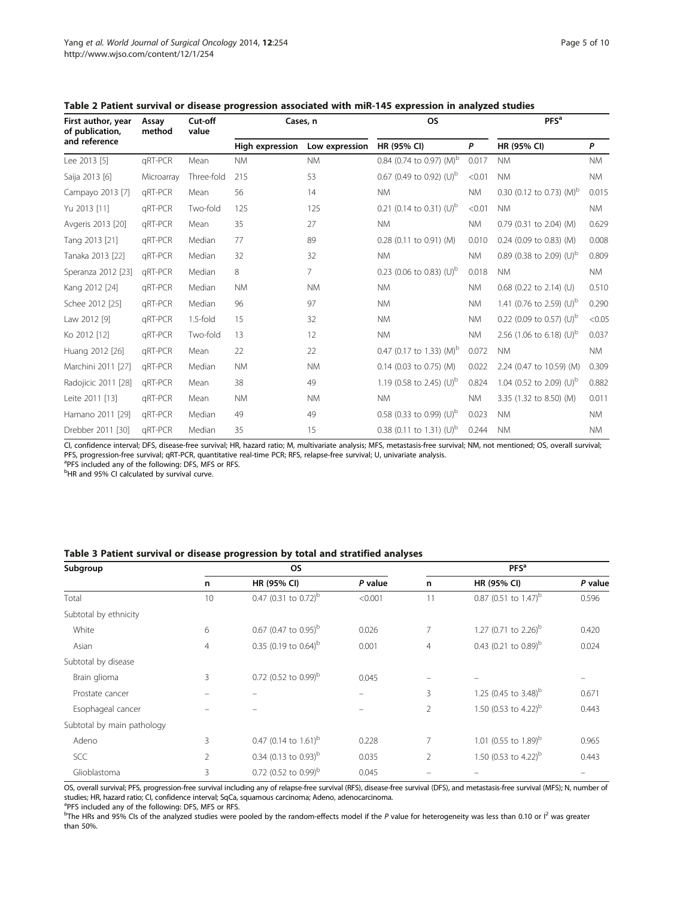**Table 2 Patient survival or disease progression associated with miR-145 expression in analyzed studies**

| First author, year of publication, and reference | Assay method | Cut-off value | Cases, n | | OS | | PFS[a] | |
|---|---|---|---|---|---|---|---|---|
| | | | High expression | Low expression | HR (95% CI) | *P* | HR (95% CI) | *P* |
| Lee 2013 [5] | qRT-PCR | Mean | NM | NM | 0.84 (0.74 to 0.97) (M)[b] | 0.017 | NM | NM |
| Saija 2013 [6] | Microarray | Three-fold | 215 | 53 | 0.67 (0.49 to 0.92) (U)[b] | <0.01 | NM | NM |
| Campayo 2013 [7] | qRT-PCR | Mean | 56 | 14 | NM | NM | 0.30 (0.12 to 0.73) (M)[b] | 0.015 |
| Yu 2013 [11] | qRT-PCR | Two-fold | 125 | 125 | 0.21 (0.14 to 0.31) (U)[b] | <0.01 | NM | NM |
| Avgeris 2013 [20] | qRT-PCR | Mean | 35 | 27 | NM | NM | 0.79 (0.31 to 2.04) (M) | 0.629 |
| Tang 2013 [21] | qRT-PCR | Median | 77 | 89 | 0.28 (0.11 to 0.91) (M) | 0.010 | 0.24 (0.09 to 0.83) (M) | 0.008 |
| Tanaka 2013 [22] | qRT-PCR | Median | 32 | 32 | NM | NM | 0.89 (0.38 to 2.09) (U)[b] | 0.809 |
| Speranza 2012 [23] | qRT-PCR | Median | 8 | 7 | 0.23 (0.06 to 0.83) (U)[b] | 0.018 | NM | NM |
| Kang 2012 [24] | qRT-PCR | Median | NM | NM | NM | NM | 0.68 (0.22 to 2.14) (U) | 0.510 |
| Schee 2012 [25] | qRT-PCR | Median | 96 | 97 | NM | NM | 1.41 (0.76 to 2.59) (U)[b] | 0.290 |
| Law 2012 [9] | qRT-PCR | 1.5-fold | 15 | 32 | NM | NM | 0.22 (0.09 to 0.57) (U)[b] | <0.05 |
| Ko 2012 [12] | qRT-PCR | Two-fold | 13 | 12 | NM | NM | 2.56 (1.06 to 6.18) (U)[b] | 0.037 |
| Huang 2012 [26] | qRT-PCR | Mean | 22 | 22 | 0.47 (0.17 to 1.33) (M)[b] | 0.072 | NM | NM |
| Marchini 2011 [27] | qRT-PCR | Median | NM | NM | 0.14 (0.03 to 0.75) (M) | 0.022 | 2.24 (0.47 to 10.59) (M) | 0.309 |
| Radojicic 2011 [28] | qRT-PCR | Mean | 38 | 49 | 1.19 (0.58 to 2.45) (U)[b] | 0.824 | 1.04 (0.52 to 2.09) (U)[b] | 0.882 |
| Leite 2011 [13] | qRT-PCR | Mean | NM | NM | NM | NM | 3.35 (1.32 to 8.50) (M) | 0.011 |
| Hamano 2011 [29] | qRT-PCR | Median | 49 | 49 | 0.58 (0.33 to 0.99) (U)[b] | 0.023 | NM | NM |
| Drebber 2011 [30] | qRT-PCR | Median | 35 | 15 | 0.38 (0.11 to 1.31) (U)[b] | 0.244 | NM | NM |

CI, confidence interval; DFS, disease-free survival; HR, hazard ratio; M, multivariate analysis; MFS, metastasis-free survival; NM, not mentioned; OS, overall survival; PFS, progression-free survival; qRT-PCR, quantitative real-time PCR; RFS, relapse-free survival; U, univariate analysis.
[a]PFS included any of the following: DFS, MFS or RFS.
[b]HR and 95% CI calculated by survival curve.

**Table 3 Patient survival or disease progression by total and stratified analyses**

| Subgroup | OS | | | PFS[a] | | |
|---|---|---|---|---|---|---|
| | n | HR (95% CI) | *P* value | n | HR (95% CI) | *P* value |
| Total | 10 | 0.47 (0.31 to 0.72)[b] | <0.001 | 11 | 0.87 (0.51 to 1.47)[b] | 0.596 |
| Subtotal by ethnicity | | | | | | |
| White | 6 | 0.67 (0.47 to 0.95)[b] | 0.026 | 7 | 1.27 (0.71 to 2.26)[b] | 0.420 |
| Asian | 4 | 0.35 (0.19 to 0.64)[b] | 0.001 | 4 | 0.43 (0.21 to 0.89)[b] | 0.024 |
| Subtotal by disease | | | | | | |
| Brain glioma | 3 | 0.72 (0.52 to 0.99)[b] | 0.045 | – | – | – |
| Prostate cancer | – | – | – | 3 | 1.25 (0.45 to 3.48)[b] | 0.671 |
| Esophageal cancer | – | – | – | 2 | 1.50 (0.53 to 4.22)[b] | 0.443 |
| Subtotal by main pathology | | | | | | |
| Adeno | 3 | 0.47 (0.14 to 1.61)[b] | 0.228 | 7 | 1.01 (0.55 to 1.89)[b] | 0.965 |
| SCC | 2 | 0.34 (0.13 to 0.93)[b] | 0.035 | 2 | 1.50 (0.53 to 4.22)[b] | 0.443 |
| Glioblastoma | 3 | 0.72 (0.52 to 0.99)[b] | 0.045 | – | – | – |

OS, overall survival; PFS, progression-free survival including any of relapse-free survival (RFS), disease-free survival (DFS), and metastasis-free survival (MFS); N, number of studies; HR, hazard ratio; CI, confidence interval; SqCa, squamous carcinoma; Adeno, adenocarcinoma.
[a]PFS included any of the following: DFS, MFS or RFS.
[b]The HRs and 95% CIs of the analyzed studies were pooled by the random-effects model if the *P* value for heterogeneity was less than 0.10 or $I^2$ was greater than 50%.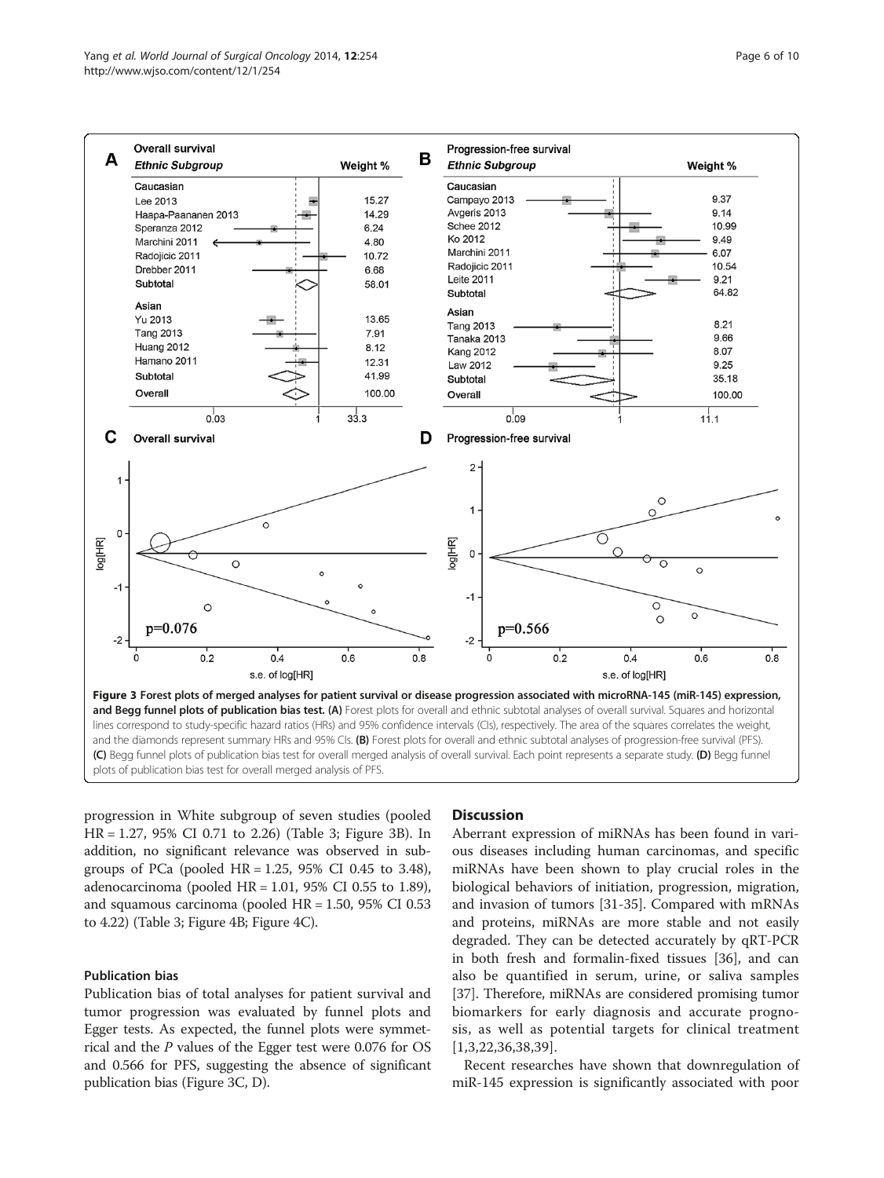**Figure 3 Forest plots of merged analyses for patient survival or disease progression associated with microRNA-145 (miR-145) expression, and Begg funnel plots of publication bias test. (A)** Forest plots for overall and ethnic subtotal analyses of overall survival. Squares and horizontal lines correspond to study-specific hazard ratios (HRs) and 95% confidence intervals (CIs), respectively. The area of the squares correlates the weight, and the diamonds represent summary HRs and 95% CIs. **(B)** Forest plots for overall and ethnic subtotal analyses of progression-free survival (PFS). **(C)** Begg funnel plots of publication bias test for overall merged analysis of overall survival. Each point represents a separate study. **(D)** Begg funnel plots of publication bias test for overall merged analysis of PFS.

progression in White subgroup of seven studies (pooled HR = 1.27, 95% CI 0.71 to 2.26) (Table 3; Figure 3B). In addition, no significant relevance was observed in subgroups of PCa (pooled HR = 1.25, 95% CI 0.45 to 3.48), adenocarcinoma (pooled HR = 1.01, 95% CI 0.55 to 1.89), and squamous carcinoma (pooled HR = 1.50, 95% CI 0.53 to 4.22) (Table 3; Figure 4B; Figure 4C).

### Publication bias

Publication bias of total analyses for patient survival and tumor progression was evaluated by funnel plots and Egger tests. As expected, the funnel plots were symmetrical and the *P* values of the Egger test were 0.076 for OS and 0.566 for PFS, suggesting the absence of significant publication bias (Figure 3C, D).

## Discussion

Aberrant expression of miRNAs has been found in various diseases including human carcinomas, and specific miRNAs have been shown to play crucial roles in the biological behaviors of initiation, progression, migration, and invasion of tumors [31-35]. Compared with mRNAs and proteins, miRNAs are more stable and not easily degraded. They can be detected accurately by qRT-PCR in both fresh and formalin-fixed tissues [36], and can also be quantified in serum, urine, or saliva samples [37]. Therefore, miRNAs are considered promising tumor biomarkers for early diagnosis and accurate prognosis, as well as potential targets for clinical treatment [1,3,22,36,38,39].

Recent researches have shown that downregulation of miR-145 expression is significantly associated with poor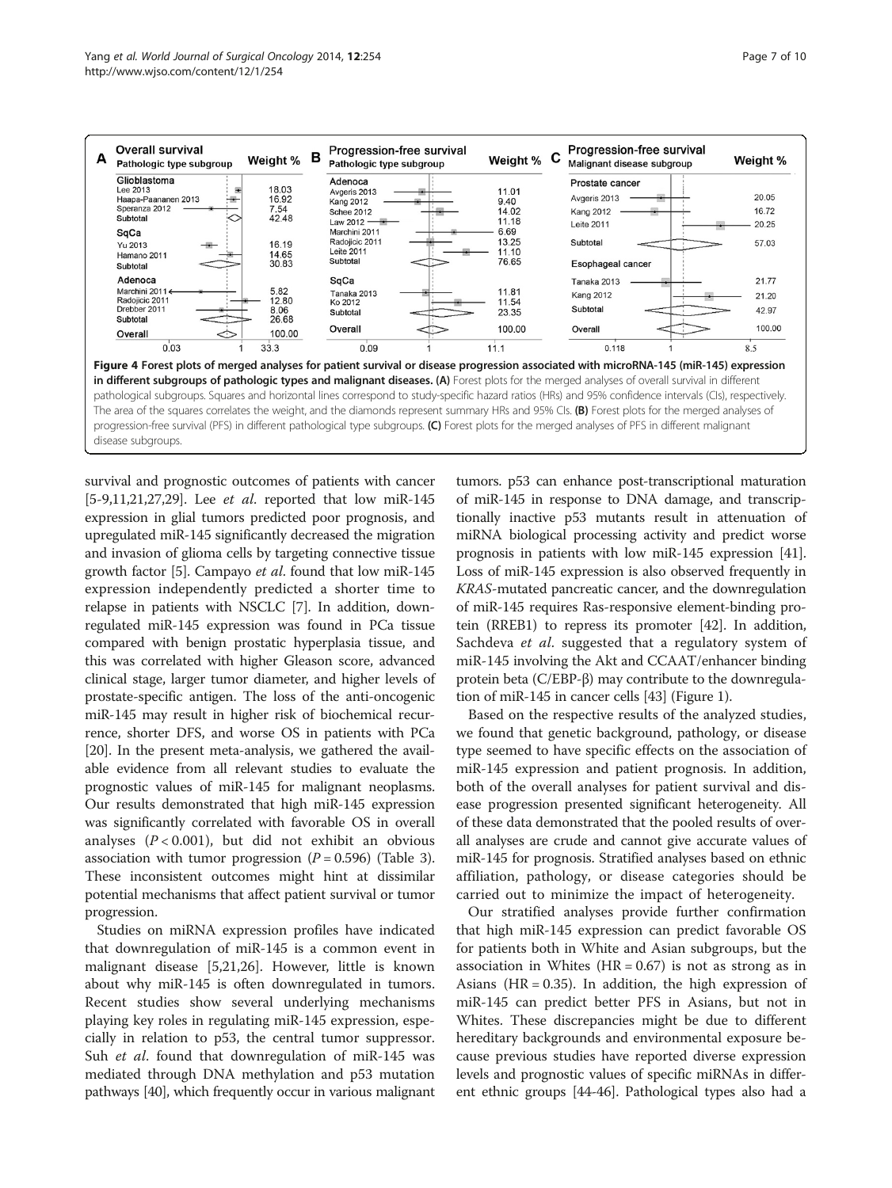Figure 4 Forest plots of merged analyses for patient survival or disease progression associated with microRNA-145 (miR-145) expression in different subgroups of pathologic types and malignant diseases. (A) Forest plots for the merged analyses of overall survival in different pathological subgroups. Squares and horizontal lines correspond to study-specific hazard ratios (HRs) and 95% confidence intervals (CIs), respectively. The area of the squares correlates the weight, and the diamonds represent summary HRs and 95% CIs. (B) Forest plots for the merged analyses of progression-free survival (PFS) in different pathological type subgroups. (C) Forest plots for the merged analyses of PFS in different malignant disease subgroups.

survival and prognostic outcomes of patients with cancer [5-9,11,21,27,29]. Lee *et al*. reported that low miR-145 expression in glial tumors predicted poor prognosis, and upregulated miR-145 significantly decreased the migration and invasion of glioma cells by targeting connective tissue growth factor [5]. Campayo *et al*. found that low miR-145 expression independently predicted a shorter time to relapse in patients with NSCLC [7]. In addition, downregulated miR-145 expression was found in PCa tissue compared with benign prostatic hyperplasia tissue, and this was correlated with higher Gleason score, advanced clinical stage, larger tumor diameter, and higher levels of prostate-specific antigen. The loss of the anti-oncogenic miR-145 may result in higher risk of biochemical recurrence, shorter DFS, and worse OS in patients with PCa [20]. In the present meta-analysis, we gathered the available evidence from all relevant studies to evaluate the prognostic values of miR-145 for malignant neoplasms. Our results demonstrated that high miR-145 expression was significantly correlated with favorable OS in overall analyses ($P < 0.001$), but did not exhibit an obvious association with tumor progression ($P = 0.596$) (Table 3). These inconsistent outcomes might hint at dissimilar potential mechanisms that affect patient survival or tumor progression.

Studies on miRNA expression profiles have indicated that downregulation of miR-145 is a common event in malignant disease [5,21,26]. However, little is known about why miR-145 is often downregulated in tumors. Recent studies show several underlying mechanisms playing key roles in regulating miR-145 expression, especially in relation to p53, the central tumor suppressor. Suh *et al*. found that downregulation of miR-145 was mediated through DNA methylation and p53 mutation pathways [40], which frequently occur in various malignant tumors. p53 can enhance post-transcriptional maturation of miR-145 in response to DNA damage, and transcriptionally inactive p53 mutants result in attenuation of miRNA biological processing activity and predict worse prognosis in patients with low miR-145 expression [41]. Loss of miR-145 expression is also observed frequently in *KRAS*-mutated pancreatic cancer, and the downregulation of miR-145 requires Ras-responsive element-binding protein (RREB1) to repress its promoter [42]. In addition, Sachdeva *et al*. suggested that a regulatory system of miR-145 involving the Akt and CCAAT/enhancer binding protein beta (C/EBP-β) may contribute to the downregulation of miR-145 in cancer cells [43] (Figure 1).

Based on the respective results of the analyzed studies, we found that genetic background, pathology, or disease type seemed to have specific effects on the association of miR-145 expression and patient prognosis. In addition, both of the overall analyses for patient survival and disease progression presented significant heterogeneity. All of these data demonstrated that the pooled results of overall analyses are crude and cannot give accurate values of miR-145 for prognosis. Stratified analyses based on ethnic affiliation, pathology, or disease categories should be carried out to minimize the impact of heterogeneity.

Our stratified analyses provide further confirmation that high miR-145 expression can predict favorable OS for patients both in White and Asian subgroups, but the association in Whites ($HR = 0.67$) is not as strong as in Asians ($HR = 0.35$). In addition, the high expression of miR-145 can predict better PFS in Asians, but not in Whites. These discrepancies might be due to different hereditary backgrounds and environmental exposure because previous studies have reported diverse expression levels and prognostic values of specific miRNAs in different ethnic groups [44-46]. Pathological types also had a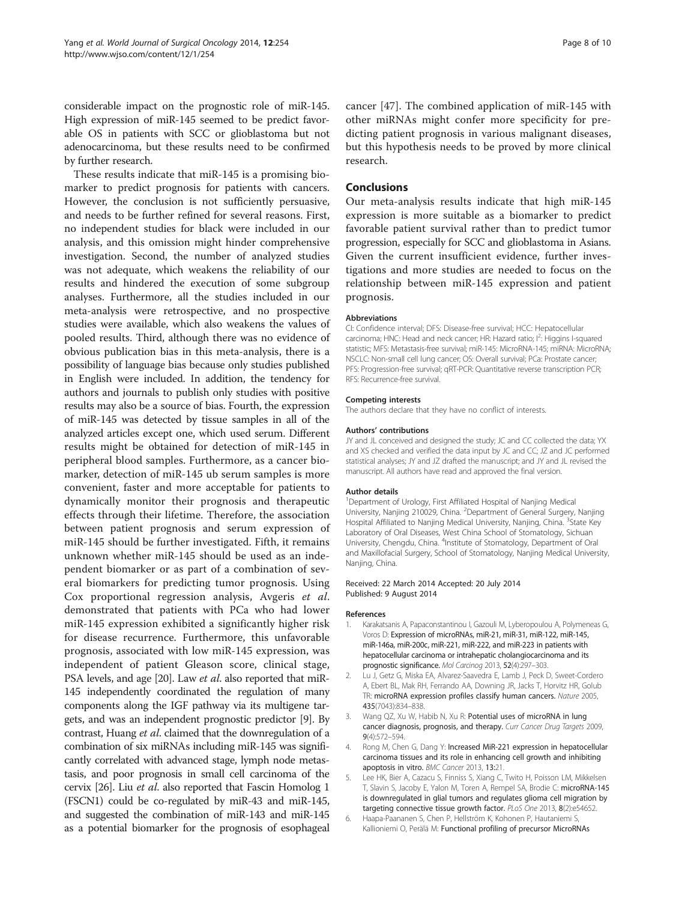considerable impact on the prognostic role of miR-145. High expression of miR-145 seemed to be predict favorable OS in patients with SCC or glioblastoma but not adenocarcinoma, but these results need to be confirmed by further research.

These results indicate that miR-145 is a promising biomarker to predict prognosis for patients with cancers. However, the conclusion is not sufficiently persuasive, and needs to be further refined for several reasons. First, no independent studies for black were included in our analysis, and this omission might hinder comprehensive investigation. Second, the number of analyzed studies was not adequate, which weakens the reliability of our results and hindered the execution of some subgroup analyses. Furthermore, all the studies included in our meta-analysis were retrospective, and no prospective studies were available, which also weakens the values of pooled results. Third, although there was no evidence of obvious publication bias in this meta-analysis, there is a possibility of language bias because only studies published in English were included. In addition, the tendency for authors and journals to publish only studies with positive results may also be a source of bias. Fourth, the expression of miR-145 was detected by tissue samples in all of the analyzed articles except one, which used serum. Different results might be obtained for detection of miR-145 in peripheral blood samples. Furthermore, as a cancer biomarker, detection of miR-145 ub serum samples is more convenient, faster and more acceptable for patients to dynamically monitor their prognosis and therapeutic effects through their lifetime. Therefore, the association between patient prognosis and serum expression of miR-145 should be further investigated. Fifth, it remains unknown whether miR-145 should be used as an independent biomarker or as part of a combination of several biomarkers for predicting tumor prognosis. Using Cox proportional regression analysis, Avgeris *et al*. demonstrated that patients with PCa who had lower miR-145 expression exhibited a significantly higher risk for disease recurrence. Furthermore, this unfavorable prognosis, associated with low miR-145 expression, was independent of patient Gleason score, clinical stage, PSA levels, and age [20]. Law *et al*. also reported that miR-145 independently coordinated the regulation of many components along the IGF pathway via its multigene targets, and was an independent prognostic predictor [9]. By contrast, Huang *et al*. claimed that the downregulation of a combination of six miRNAs including miR-145 was significantly correlated with advanced stage, lymph node metastasis, and poor prognosis in small cell carcinoma of the cervix [26]. Liu *et al*. also reported that Fascin Homolog 1 (FSCN1) could be co-regulated by miR-43 and miR-145, and suggested the combination of miR-143 and miR-145 as a potential biomarker for the prognosis of esophageal cancer [47]. The combined application of miR-145 with other miRNAs might confer more specificity for predicting patient prognosis in various malignant diseases, but this hypothesis needs to be proved by more clinical research.

## Conclusions

Our meta-analysis results indicate that high miR-145 expression is more suitable as a biomarker to predict favorable patient survival rather than to predict tumor progression, especially for SCC and glioblastoma in Asians. Given the current insufficient evidence, further investigations and more studies are needed to focus on the relationship between miR-145 expression and patient prognosis.

#### Abbreviations

CI: Confidence interval; DFS: Disease-free survival; HCC: Hepatocellular carcinoma; HNC: Head and neck cancer; HR: Hazard ratio; $I^2$: Higgins I-squared statistic; MFS: Metastasis-free survival; miR-145: MicroRNA-145; miRNA: MicroRNA; NSCLC: Non-small cell lung cancer; OS: Overall survival; PCa: Prostate cancer; PFS: Progression-free survival; qRT-PCR: Quantitative reverse transcription PCR; RFS: Recurrence-free survival.

#### Competing interests

The authors declare that they have no conflict of interests.

#### Authors' contributions

JY and JL conceived and designed the study; JC and CC collected the data; YX and XS checked and verified the data input by JC and CC; JZ and JC performed statistical analyses; JY and JZ drafted the manuscript; and JY and JL revised the manuscript. All authors have read and approved the final version.

#### Author details

[1]Department of Urology, First Affiliated Hospital of Nanjing Medical University, Nanjing 210029, China. [2]Department of General Surgery, Nanjing Hospital Affiliated to Nanjing Medical University, Nanjing, China. [3]State Key Laboratory of Oral Diseases, West China School of Stomatology, Sichuan University, Chengdu, China. [4]Institute of Stomatology, Department of Oral and Maxillofacial Surgery, School of Stomatology, Nanjing Medical University, Nanjing, China.

Received: 22 March 2014 Accepted: 20 July 2014
Published: 9 August 2014

#### References

1. Karakatsanis A, Papaconstantinou I, Gazouli M, Lyberopoulou A, Polymeneas G, Voros D: **Expression of microRNAs, miR-21, miR-31, miR-122, miR-145, miR-146a, miR-200c, miR-221, miR-222, and miR-223 in patients with hepatocellular carcinoma or intrahepatic cholangiocarcinoma and its prognostic significance.** *Mol Carcinog* 2013, **52**(4):297–303.
2. Lu J, Getz G, Miska EA, Alvarez-Saavedra E, Lamb J, Peck D, Sweet-Cordero A, Ebert BL, Mak RH, Ferrando AA, Downing JR, Jacks T, Horvitz HR, Golub TR: **microRNA expression profiles classify human cancers.** *Nature* 2005, **435**(7043):834–838.
3. Wang QZ, Xu W, Habib N, Xu R: **Potential uses of microRNA in lung cancer diagnosis, prognosis, and therapy.** *Curr Cancer Drug Targets* 2009, **9**(4):572–594.
4. Rong M, Chen G, Dang Y: **Increased MiR-221 expression in hepatocellular carcinoma tissues and its role in enhancing cell growth and inhibiting apoptosis in vitro.** *BMC Cancer* 2013, **13**:21.
5. Lee HK, Bier A, Cazacu S, Finniss S, Xiang C, Twito H, Poisson LM, Mikkelsen T, Slavin S, Jacoby E, Yalon M, Toren A, Rempel SA, Brodie C: **microRNA-145 is downregulated in glial tumors and regulates glioma cell migration by targeting connective tissue growth factor.** *PLoS One* 2013, **8**(2):e54652.
6. Haapa-Paananen S, Chen P, Hellström K, Kohonen P, Hautaniemi S, Kallioniemi O, Perälä M: **Functional profiling of precursor MicroRNAs**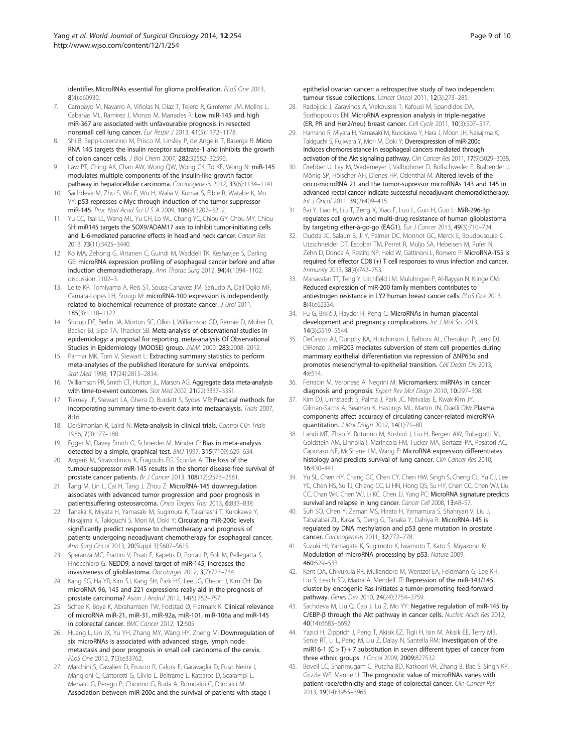identifies MicroRNAs essential for glioma proliferation. *PLoS One* 2013, **8**(4):e60930.

7. Campayo M, Navarro A, Viñolas N, Diaz T, Tejero R, Gimferrer JM, Molins L, Cabanas ML, Ramirez J, Monzo M, Marrades R: **Low miR-145 and high miR-367 are associated with unfavourable prognosis in resected nonsmall cell lung cancer.** *Eur Respir J* 2013, **41**(5):1172–1178.
8. Shi B, Sepp-Lorenzino M, Prisco M, Linsley P, de Angelis T, Baserga R: **Micro RNA 145 targets the insulin receptor substrate-1 and inhibits the growth of colon cancer cells.** *J Biol Chem* 2007, **282**:32582–32590.
9. Law PT, Ching AK, Chan AW, Wong QW, Wong CK, To KF, Wong N: **miR-145 modulates multiple components of the insulin-like growth factor pathway in hepatocellular carcinoma.** *Carcinogenesis* 2012, **33**(6):1134–1141.
10. Sachdeva M, Zhu S, Wu F, Wu H, Walia V, Kumar S, Elble R, Watabe K, Mo YY: **p53 represses c-Myc through induction of the tumor suppressor miR-145.** *Proc Natl Acad Sci U S A* 2009, **106**(9):3207–3212.
11. Yu CC, Tsai LL, Wang ML, Yu CH, Lo WL, Chang YC, Chiou GY, Chou MY, Chiou SH: **miR145 targets the SOX9/ADAM17 axis to inhibit tumor-initiating cells and IL-6-mediated paracrine effects in head and neck cancer.** *Cancer Res* 2013, **73**(11):3425–3440.
12. Ko MA, Zehong G, Virtanen C, Guindi M, Waddell TK, Keshavjee S, Darling GE: **microRNA expression profiling of esophageal cancer before and after induction chemoradiotherapy.** *Ann Thorac Surg* 2012, **94**(4):1094–1102. discussion 1102–3.
13. Leite KR, Tomiyama A, Reis ST, Sousa-Canavez JM, Sañudo A, Dall'Oglio MF, Camara-Lopes LH, Srougi M: **microRNA-100 expression is independently related to biochemical recurrence of prostate cancer.** *J Urol* 2011, **185**(3):1118–1122.
14. Stroup DF, Berlin JA, Morton SC, Olkin I, Williamson GD, Rennie D, Moher D, Becker BJ, Sipe TA, Thacker SB: **Meta-analysis of observational studies in epidemiology: a proposal for reporting. meta-analysis Of Observational Studies in Epidemiology (MOOSE) group.** *JAMA* 2000, **283**:2008–2012.
15. Parmar MK, Torri V, Stewart L: **Extracting summary statistics to perform meta-analyses of the published literature for survival endpoints.** *Stat Med* 1998, **17**(24):2815–2834.
16. Williamson PR, Smith CT, Hutton JL, Marson AG: **Aggregate data meta-analysis with time-to-event outcomes.** *Stat Med* 2002, **21**(22):3337–3351.
17. Tierney JF, Stewart LA, Ghersi D, Burdett S, Sydes MR: **Practical methods for incorporating summary time-to-event data into metaanalysis.** *Trials* 2007, **8**:16.
18. DerSimonian R, Laird N: **Meta-analysis in clinical trials.** *Control Clin Trials* 1986, **7**(3):177–188.
19. Egger M, Davey Smith G, Schneider M, Minder C: **Bias in meta-analysis detected by a simple, graphical test.** *BMJ* 1997, **315**(7109):629–634.
20. Avgeris M, Stravodimos K, Fragoulis EG, Scorilas A: **The loss of the tumour-suppressor miR-145 results in the shorter disease-free survival of prostate cancer patients.** *Br J Cancer* 2013, **108**(12):2573–2581.
21. Tang M, Lin L, Cai H, Tang J, Zhou Z: **MicroRNA-145 downregulation associates with advanced tumor progression and poor prognosis in patientssuffering osteosarcoma.** *Onco Targets Ther* 2013, **6**:833–838.
22. Tanaka K, Miyata H, Yamasaki M, Sugimura K, Takahashi T, Kurokawa Y, Nakajima K, Takiguchi S, Mori M, Doki Y: **Circulating miR-200c levels significantly predict response to chemotherapy and prognosis of patients undergoing neoadjuvant chemotherapy for esophageal cancer.** *Ann Surg Oncol* 2013, **20**(Suppl 3):S607–S615.
23. Speranza MC, Frattini V, Pisati F, Kapetis D, Porrati P, Eoli M, Pellegatta S, Finocchiaro G: **NEDD9, a novel target of miR-145, increases the invasiveness of glioblastoma.** *Oncotarget* 2012, **3**(7):723–734.
24. Kang SG, Ha YR, Kim SJ, Kang SH, Park HS, Lee JG, Cheon J, Kim CH: **Do microRNA 96, 145 and 221 expressions really aid in the prognosis of prostate carcinoma?** *Asian J Androl* 2012, **14**(5):752–757.
25. Schee K, Boye K, Abrahamsen TW, Fodstad Ø, Flatmark K: **Clinical relevance of microRNA miR-21, miR-31, miR-92a, miR-101, miR-106a and miR-145 in colorectal cancer.** *BMC Cancer* 2012, **12**:505.
26. Huang L, Lin JX, Yu YH, Zhang MY, Wang HY, Zheng M: **Downregulation of six microRNAs is associated with advanced stage, lymph node metastasis and poor prognosis in small cell carcinoma of the cervix.** *PLoS One* 2012, **7**(3):e33762.
27. Marchini S, Cavalieri D, Fruscio R, Calura E, Garavaglia D, Fuso Nerini I, Mangioni C, Cattoretti G, Clivio L, Beltrame L, Katsaros D, Scarampi L, Menato G, Perego P, Chiorino G, Buda A, Romualdi C, D'Incalci M: **Association between miR-200c and the survival of patients with stage I epithelial ovarian cancer: a retrospective study of two independent tumour tissue collections.** *Lancet Oncol* 2011, **12**(3):273–285.
28. Radojicic J, Zaravinos A, Vrekoussis T, Kafousi M, Spandidos DA, Stathopoulos EN: **MicroRNA expression analysis in triple-negative (ER, PR and Her2/neu) breast cancer.** *Cell Cycle* 2011, **10**(3):507–517.
29. Hamano R, Miyata H, Yamasaki M, Kurokawa Y, Hara J, Moon JH, Nakajima K, Takiguchi S, Fujiwara Y, Mori M, Doki Y: **Overexpression of miR-200c induces chemoresistance in esophageal cancers mediated through activation of the Akt signaling pathway.** *Clin Cancer Res* 2011, **17**(9):3029–3038.
30. Drebber U, Lay M, Wedemeyer I, Vallböhmer D, Bollschweiler E, Brabender J, Mönig SP, Hölscher AH, Dienes HP, Odenthal M: **Altered levels of the onco-microRNA 21 and the tumor-supressor microRNAs 143 and 145 in advanced rectal cancer indicate successful neoadjuvant chemoradiotherapy.** *Int J Oncol* 2011, **39**(2):409–415.
31. Bai Y, Liao H, Liu T, Zeng X, Xiao F, Luo L, Guo H, Guo L: **MiR-296-3p regulates cell growth and multi-drug resistance of human glioblastoma by targeting ether-à-go-go (EAG1).** *Eur J Cancer* 2013, **49**(3):710–724.
32. Dudda JC, Salaun B, Ji Y, Palmer DC, Monnot GC, Merck E, Boudousquie C, Utzschneider DT, Escobar TM, Perret R, Muljo SA, Hebeisen M, Rufer N, Zehn D, Donda A, Restifo NP, Held W, Gattinoni L, Romero P: **MicroRNA-155 is required for effector CD8 (+) T cell responses to virus infection and cancer.** *Immunity* 2013, **38**(4):742–753.
33. Manavalan TT, Teng Y, Litchfield LM, Muluhngwi P, Al-Rayyan N, Klinge CM: **Reduced expression of miR-200 family members contributes to antiestrogen resistance in LY2 human breast cancer cells.** *PLoS One* 2013, **8**(4):e62334.
34. Fu G, Brkić J, Hayder H, Peng C: **MicroRNAs in human placental development and pregnancy complications.** *Int J Mol Sci* 2013, **14**(3):5519–5544.
35. DeCastro AJ, Dunphy KA, Hutchinson J, Balboni AL, Cherukuri P, Jerry DJ, DiRenzo J: **miR203 mediates subversion of stem cell properties during mammary epithelial differentiation via repression of ΔNP63α and promotes mesenchymal-to-epithelial transition.** *Cell Death Dis* 2013, **4**:e514.
36. Ferracin M, Veronese A, Negrini M: **Micromarkers: miRNAs in cancer diagnosis and prognosis.** *Expert Rev Mol Diagn* 2010, **10**:297–308.
37. Kim DJ, Linnstaedt S, Palma J, Park JC, Ntrivalas E, Kwak-Kim JY, Gilman-Sachs A, Beaman K, Hastings ML, Martin JN, Duelli DM: **Plasma components affect accuracy of circulating cancer-related microRNA quantitation.** *J Mol Diagn* 2012, **14**(1):71–80.
38. Landi MT, Zhao Y, Rotunno M, Koshiol J, Liu H, Bergen AW, Rubagotti M, Goldstein AM, Linnoila I, Marincola FM, Tucker MA, Bertazzi PA, Pesatori AC, Caporaso NE, McShane LM, Wang E: **MicroRNA expression differentiates histology and predicts survival of lung cancer.** *Clin Cancer Res* 2010, **16**:430–441.
39. Yu SL, Chen HY, Chang GC, Chen CY, Chen HW, Singh S, Cheng CL, Yu CJ, Lee YC, Chen HS, Su TJ, Chiang CC, Li HN, Hong QS, Su HY, Chen CC, Chen WJ, Liu CC, Chan WK, Chen WJ, Li KC, Chen JJ, Yang PC: **MicroRNA signature predicts survival and relapse in lung cancer.** *Cancer Cell* 2008, **13**:48–57.
40. Suh SO, Chen Y, Zaman MS, Hirata H, Yamamura S, Shahryari V, Liu J, Tabatabai ZL, Kakar S, Deng G, Tanaka Y, Dahiya R: **MicroRNA-145 is regulated by DNA methylation and p53 gene mutation in prostate cancer.** *Carcinogenesis* 2011, **32**:772–778.
41. Suzuki HI, Yamagata K, Sugimoto K, Iwamoto T, Kato S, Miyazono K: **Modulation of microRNA processing by p53.** *Nature* 2009, **460**:529–533.
42. Kent OA, Chivukula RR, Mullendore M, Wentzel EA, Feldmann G, Lee KH, Liu S, Leach SD, Maitra A, Mendell JT: **Repression of the miR-143/145 cluster by oncogenic Ras initiates a tumor-promoting feed-forward pathway.** *Genes Dev* 2010, **24**(24):2754–2759.
43. Sachdeva M, Liu Q, Cao J, Lu Z, Mo YY: **Negative regulation of miR-145 by C/EBP-β through the Akt pathway in cancer cells.** *Nucleic Acids Res* 2012, **40**(14):6683–6692.
44. Yazici H, Zipprich J, Peng T, Akisik EZ, Tigli H, Isin M, Akisik EE, Terry MB, Senie RT, Li L, Peng M, Liu Z, Dalay N, Santella RM: **Investigation of the miR16-1 (C > T) + 7 substitution in seven different types of cancer from three ethnic groups.** *J Oncol* 2009, **2009**:827532.
45. Bovell LC, Shanmugam C, Putcha BD, Katkoori VR, Zhang B, Bae S, Singh KP, Grizzle WE, Manne U: **The prognostic value of microRNAs varies with patient race/ethnicity and stage of colorectal cancer.** *Clin Cancer Res* 2013, **19**(14):3955–3965.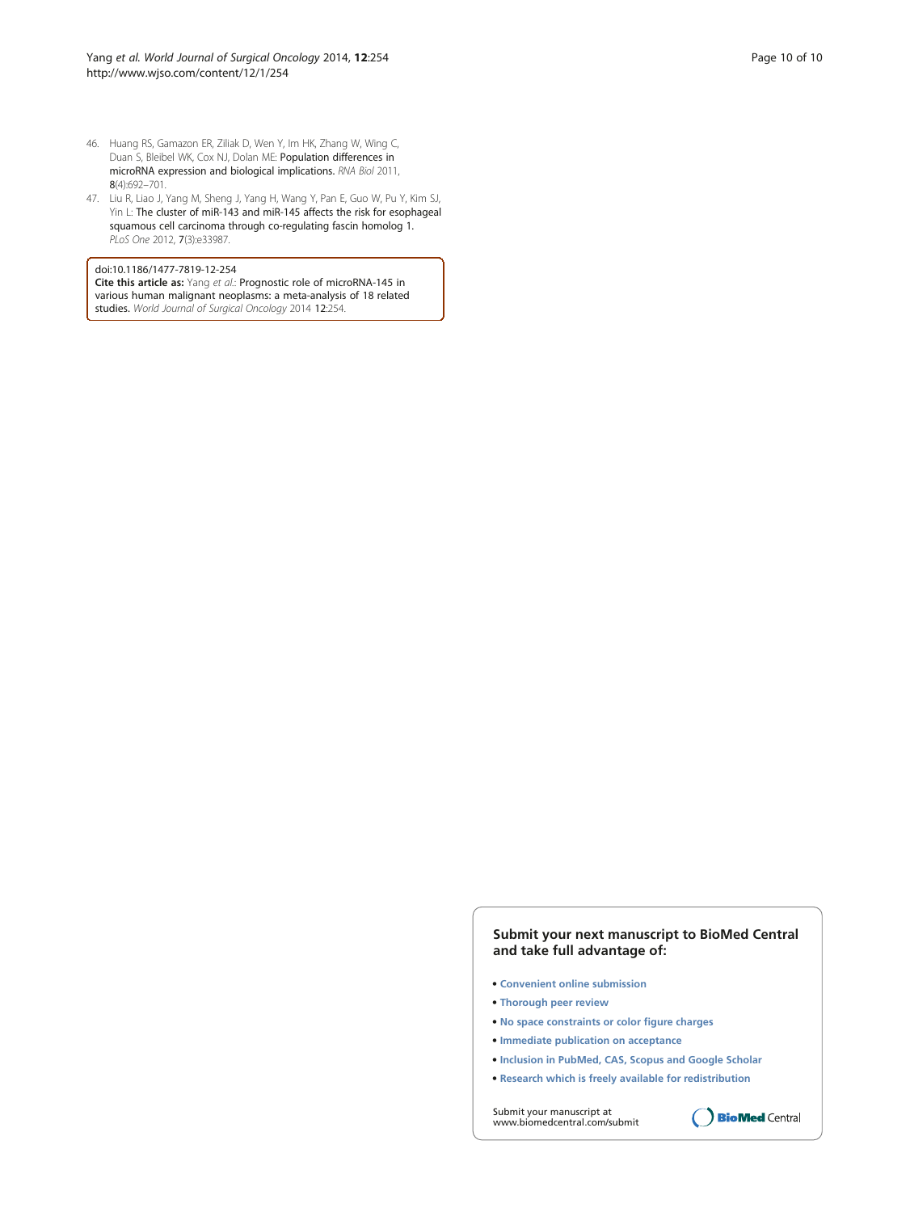46. Huang RS, Gamazon ER, Ziliak D, Wen Y, Im HK, Zhang W, Wing C, Duan S, Bleibel WK, Cox NJ, Dolan ME: **Population differences in microRNA expression and biological implications.** *RNA Biol* 2011, **8**(4):692–701.
47. Liu R, Liao J, Yang M, Sheng J, Yang H, Wang Y, Pan E, Guo W, Pu Y, Kim SJ, Yin L: **The cluster of miR-143 and miR-145 affects the risk for esophageal squamous cell carcinoma through co-regulating fascin homolog 1.** *PLoS One* 2012, **7**(3):e33987.

doi:10.1186/1477-7819-12-254
**Cite this article as:** Yang *et al.*: Prognostic role of microRNA-145 in various human malignant neoplasms: a meta-analysis of 18 related studies. *World Journal of Surgical Oncology* 2014 **12**:254.

**Submit your next manuscript to BioMed Central and take full advantage of:**

- **Convenient online submission**
- **Thorough peer review**
- **No space constraints or color figure charges**
- **Immediate publication on acceptance**
- **Inclusion in PubMed, CAS, Scopus and Google Scholar**
- **Research which is freely available for redistribution**

Submit your manuscript at
www.biomedcentral.com/submit

BioMed Central